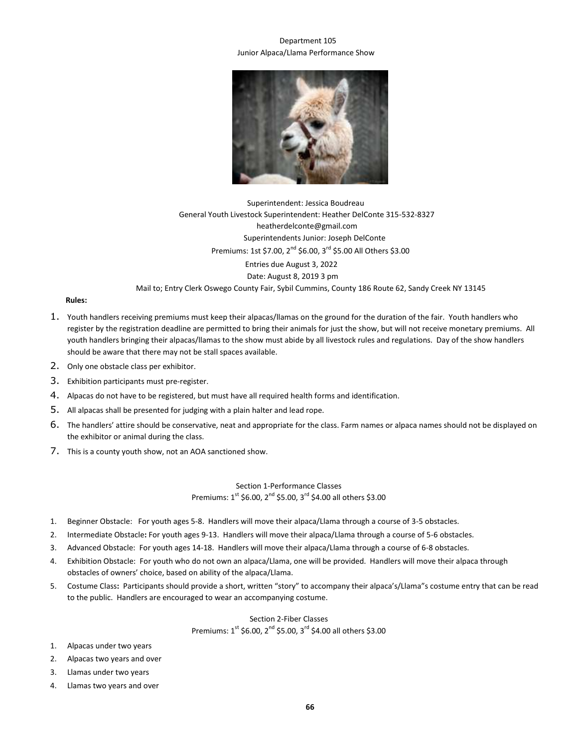# Department 105
## Junior Alpaca/Llama Performance Show

Superintendent: Jessica Boudreau
General Youth Livestock Superintendent: Heather DelConte 315-532-8327
heatherdelconte@gmail.com
Superintendents Junior: Joseph DelConte
Premiums: 1st $7.00, 2nd $6.00, 3rd $5.00 All Others $3.00
Entries due August 3, 2022
Date: August 8, 2019 3 pm
Mail to; Entry Clerk Oswego County Fair, Sybil Cummins, County 186 Route 62, Sandy Creek NY 13145

**Rules:**

1. Youth handlers receiving premiums must keep their alpacas/llamas on the ground for the duration of the fair. Youth handlers who register by the registration deadline are permitted to bring their animals for just the show, but will not receive monetary premiums. All youth handlers bringing their alpacas/llamas to the show must abide by all livestock rules and regulations. Day of the show handlers should be aware that there may not be stall spaces available.
2. Only one obstacle class per exhibitor.
3. Exhibition participants must pre-register.
4. Alpacas do not have to be registered, but must have all required health forms and identification.
5. All alpacas shall be presented for judging with a plain halter and lead rope.
6. The handlers' attire should be conservative, neat and appropriate for the class. Farm names or alpaca names should not be displayed on the exhibitor or animal during the class.
7. This is a county youth show, not an AOA sanctioned show.

### Section 1-Performance Classes
Premiums: 1st $6.00, 2nd $5.00, 3rd $4.00 all others $3.00

1. Beginner Obstacle: For youth ages 5-8. Handlers will move their alpaca/Llama through a course of 3-5 obstacles.
2. Intermediate Obstacle**:** For youth ages 9-13. Handlers will move their alpaca/Llama through a course of 5-6 obstacles.
3. Advanced Obstacle: For youth ages 14-18. Handlers will move their alpaca/Llama through a course of 6-8 obstacles.
4. Exhibition Obstacle: For youth who do not own an alpaca/Llama, one will be provided. Handlers will move their alpaca through obstacles of owners' choice, based on ability of the alpaca/Llama.
5. Costume Class**:** Participants should provide a short, written "story" to accompany their alpaca's/Llama"s costume entry that can be read to the public. Handlers are encouraged to wear an accompanying costume.

### Section 2-Fiber Classes
Premiums: 1st $6.00, 2nd $5.00, 3rd $4.00 all others $3.00

1. Alpacas under two years
2. Alpacas two years and over
3. Llamas under two years
4. Llamas two years and over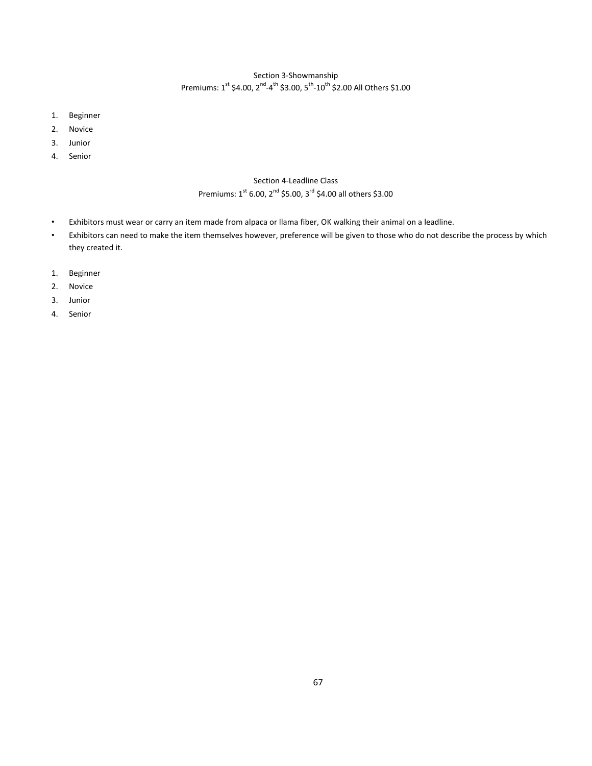Section 3-Showmanship

Premiums: 1st $4.00, 2nd-4th $3.00, 5th-10th $2.00 All Others $1.00

1. Beginner
2. Novice
3. Junior
4. Senior

Section 4-Leadline Class

Premiums: 1st 6.00, 2nd $5.00, 3rd $4.00 all others $3.00

- Exhibitors must wear or carry an item made from alpaca or llama fiber, OK walking their animal on a leadline.
- Exhibitors can need to make the item themselves however, preference will be given to those who do not describe the process by which they created it.

1. Beginner
2. Novice
3. Junior
4. Senior